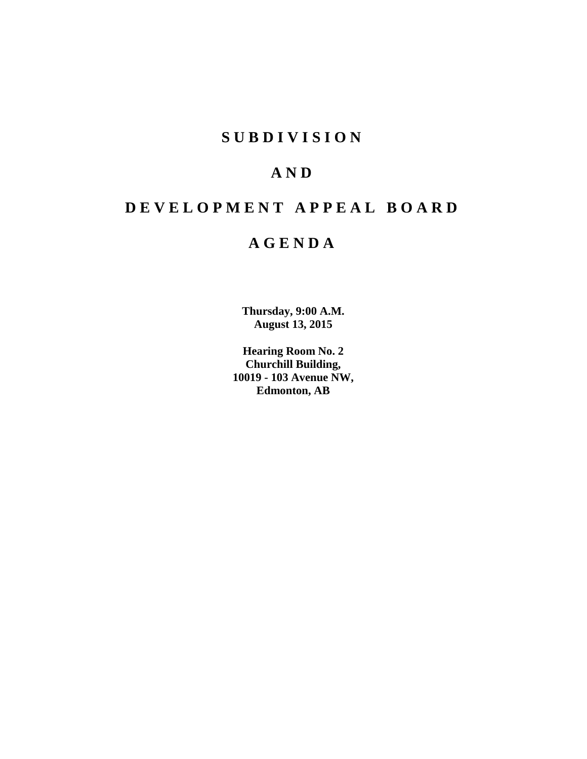# SUBDIVISION

# AND

# DEVELOPMENT APPEAL BOARD

# AGENDA

**Thursday, 9:00 A.M.**
**August 13, 2015**

**Hearing Room No. 2**
**Churchill Building,**
**10019 - 103 Avenue NW,**
**Edmonton, AB**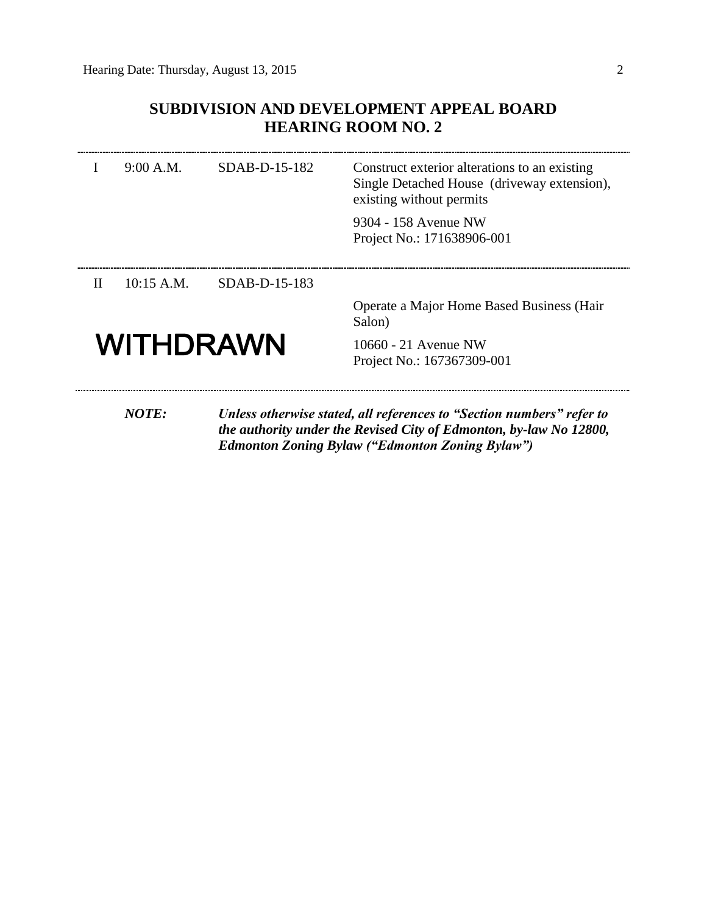## SUBDIVISION AND DEVELOPMENT APPEAL BOARD
## HEARING ROOM NO. 2

| | | | |
|---|---|---|---|
| I | 9:00 A.M. | SDAB-D-15-182 | Construct exterior alterations to an existing Single Detached House (driveway extension), existing without permits<br><br>9304 - 158 Avenue NW<br>Project No.: 171638906-001 |
| II | 10:15 A.M. | SDAB-D-15-183 | Operate a Major Home Based Business (Hair Salon)<br><br>10660 - 21 Avenue NW<br>Project No.: 167367309-001 |

**WITHDRAWN**

***NOTE:*** ***Unless otherwise stated, all references to "Section numbers" refer to the authority under the Revised City of Edmonton, by-law No 12800, Edmonton Zoning Bylaw ("Edmonton Zoning Bylaw")***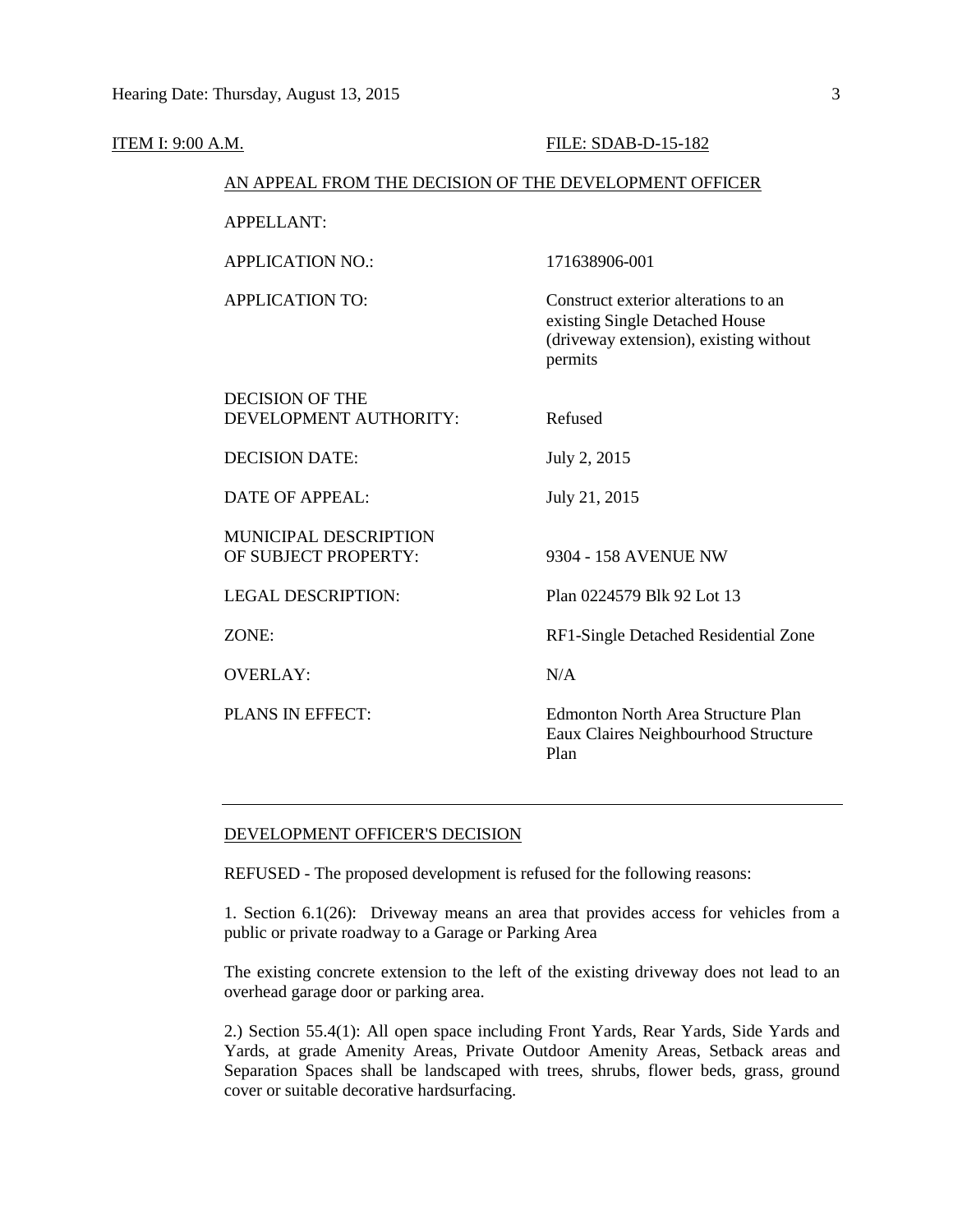ITEM I: 9:00 A.M. FILE: SDAB-D-15-182

AN APPEAL FROM THE DECISION OF THE DEVELOPMENT OFFICER

| | |
|---|---|
| APPELLANT: | |
| APPLICATION NO.: | 171638906-001 |
| APPLICATION TO: | Construct exterior alterations to an existing Single Detached House (driveway extension), existing without permits |
| DECISION OF THE DEVELOPMENT AUTHORITY: | Refused |
| DECISION DATE: | July 2, 2015 |
| DATE OF APPEAL: | July 21, 2015 |
| MUNICIPAL DESCRIPTION OF SUBJECT PROPERTY: | 9304 - 158 AVENUE NW |
| LEGAL DESCRIPTION: | Plan 0224579 Blk 92 Lot 13 |
| ZONE: | RF1-Single Detached Residential Zone |
| OVERLAY: | N/A |
| PLANS IN EFFECT: | Edmonton North Area Structure Plan<br>Eaux Claires Neighbourhood Structure Plan |

---

DEVELOPMENT OFFICER'S DECISION

REFUSED - The proposed development is refused for the following reasons:

1. Section 6.1(26): Driveway means an area that provides access for vehicles from a public or private roadway to a Garage or Parking Area

The existing concrete extension to the left of the existing driveway does not lead to an overhead garage door or parking area.

2.) Section 55.4(1): All open space including Front Yards, Rear Yards, Side Yards and Yards, at grade Amenity Areas, Private Outdoor Amenity Areas, Setback areas and Separation Spaces shall be landscaped with trees, shrubs, flower beds, grass, ground cover or suitable decorative hardsurfacing.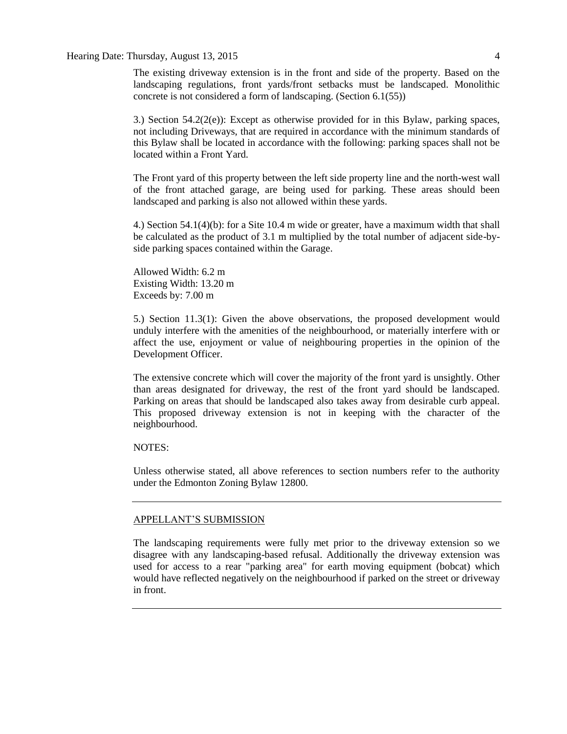The existing driveway extension is in the front and side of the property. Based on the landscaping regulations, front yards/front setbacks must be landscaped. Monolithic concrete is not considered a form of landscaping. (Section 6.1(55))

3.) Section 54.2(2(e)): Except as otherwise provided for in this Bylaw, parking spaces, not including Driveways, that are required in accordance with the minimum standards of this Bylaw shall be located in accordance with the following: parking spaces shall not be located within a Front Yard.

The Front yard of this property between the left side property line and the north-west wall of the front attached garage, are being used for parking. These areas should been landscaped and parking is also not allowed within these yards.

4.) Section 54.1(4)(b): for a Site 10.4 m wide or greater, have a maximum width that shall be calculated as the product of 3.1 m multiplied by the total number of adjacent side-by-side parking spaces contained within the Garage.

Allowed Width: 6.2 m
Existing Width: 13.20 m
Exceeds by: 7.00 m

5.) Section 11.3(1): Given the above observations, the proposed development would unduly interfere with the amenities of the neighbourhood, or materially interfere with or affect the use, enjoyment or value of neighbouring properties in the opinion of the Development Officer.

The extensive concrete which will cover the majority of the front yard is unsightly. Other than areas designated for driveway, the rest of the front yard should be landscaped. Parking on areas that should be landscaped also takes away from desirable curb appeal. This proposed driveway extension is not in keeping with the character of the neighbourhood.

NOTES:

Unless otherwise stated, all above references to section numbers refer to the authority under the Edmonton Zoning Bylaw 12800.

---

APPELLANT'S SUBMISSION

The landscaping requirements were fully met prior to the driveway extension so we disagree with any landscaping-based refusal. Additionally the driveway extension was used for access to a rear "parking area" for earth moving equipment (bobcat) which would have reflected negatively on the neighbourhood if parked on the street or driveway in front.

---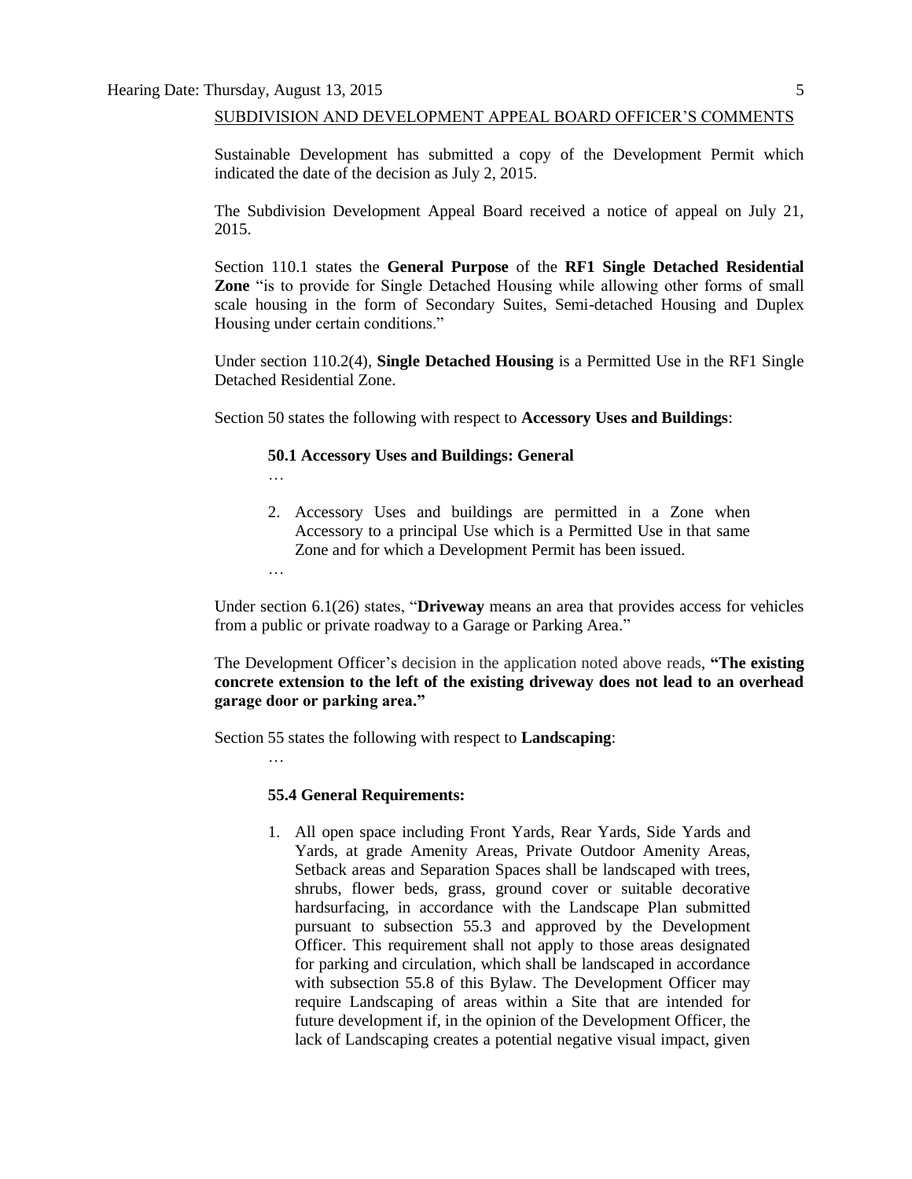SUBDIVISION AND DEVELOPMENT APPEAL BOARD OFFICER'S COMMENTS

Sustainable Development has submitted a copy of the Development Permit which indicated the date of the decision as July 2, 2015.

The Subdivision Development Appeal Board received a notice of appeal on July 21, 2015.

Section 110.1 states the **General Purpose** of the **RF1 Single Detached Residential Zone** "is to provide for Single Detached Housing while allowing other forms of small scale housing in the form of Secondary Suites, Semi-detached Housing and Duplex Housing under certain conditions."

Under section 110.2(4), **Single Detached Housing** is a Permitted Use in the RF1 Single Detached Residential Zone.

Section 50 states the following with respect to **Accessory Uses and Buildings**:

> **50.1 Accessory Uses and Buildings: General**
>
> …
>
> 2. Accessory Uses and buildings are permitted in a Zone when Accessory to a principal Use which is a Permitted Use in that same Zone and for which a Development Permit has been issued.
>
> …

Under section 6.1(26) states, "**Driveway** means an area that provides access for vehicles from a public or private roadway to a Garage or Parking Area."

The Development Officer's decision in the application noted above reads, **"The existing concrete extension to the left of the existing driveway does not lead to an overhead garage door or parking area."**

Section 55 states the following with respect to **Landscaping**:

> …
>
> **55.4 General Requirements:**
>
> 1. All open space including Front Yards, Rear Yards, Side Yards and Yards, at grade Amenity Areas, Private Outdoor Amenity Areas, Setback areas and Separation Spaces shall be landscaped with trees, shrubs, flower beds, grass, ground cover or suitable decorative hardsurfacing, in accordance with the Landscape Plan submitted pursuant to subsection 55.3 and approved by the Development Officer. This requirement shall not apply to those areas designated for parking and circulation, which shall be landscaped in accordance with subsection 55.8 of this Bylaw. The Development Officer may require Landscaping of areas within a Site that are intended for future development if, in the opinion of the Development Officer, the lack of Landscaping creates a potential negative visual impact, given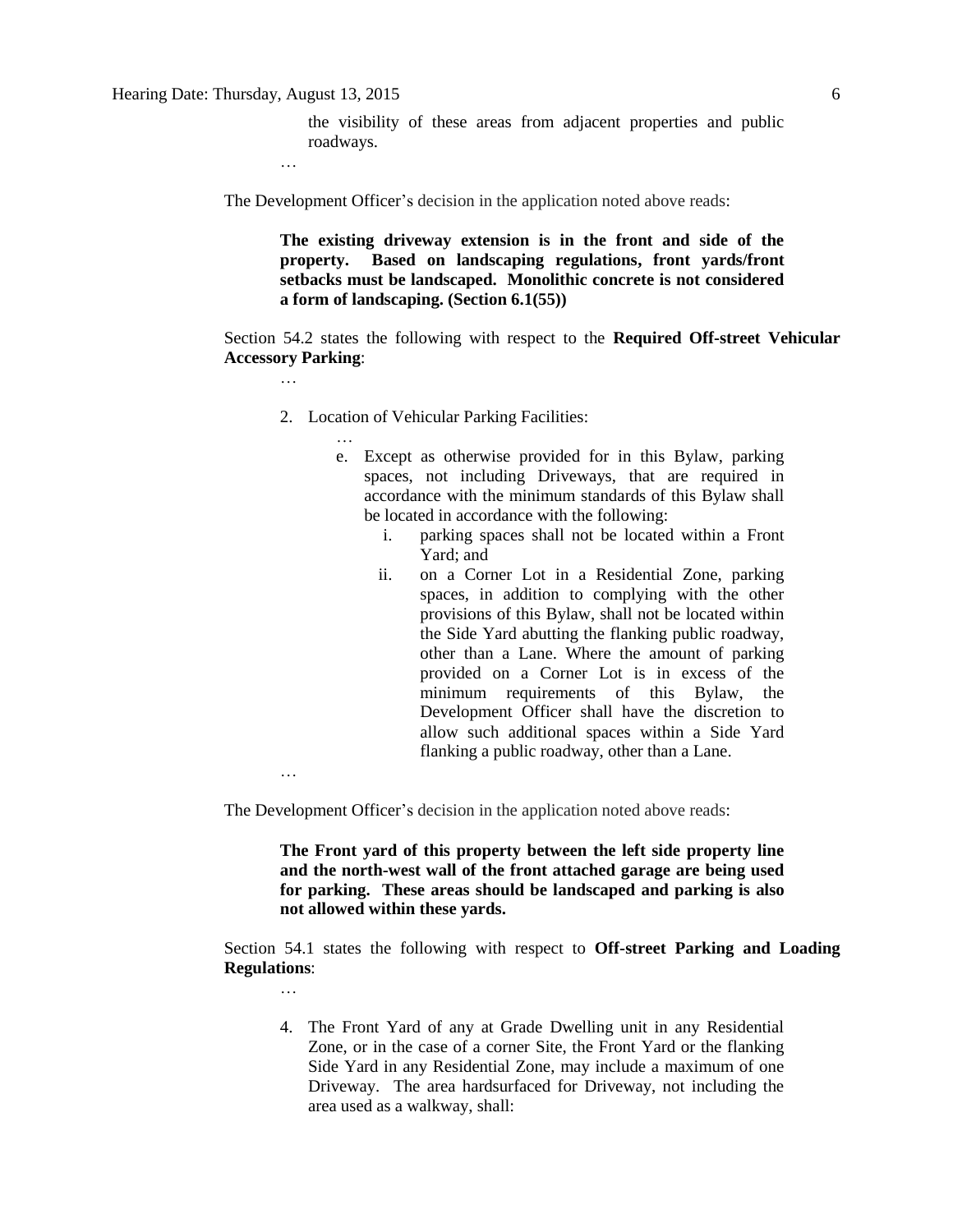the visibility of these areas from adjacent properties and public roadways.

…

The Development Officer's decision in the application noted above reads:

> **The existing driveway extension is in the front and side of the property. Based on landscaping regulations, front yards/front setbacks must be landscaped. Monolithic concrete is not considered a form of landscaping. (Section 6.1(55))**

Section 54.2 states the following with respect to the **Required Off-street Vehicular Accessory Parking**:

…

2. Location of Vehicular Parking Facilities:

   …

   e. Except as otherwise provided for in this Bylaw, parking spaces, not including Driveways, that are required in accordance with the minimum standards of this Bylaw shall be located in accordance with the following:

      i. parking spaces shall not be located within a Front Yard; and

      ii. on a Corner Lot in a Residential Zone, parking spaces, in addition to complying with the other provisions of this Bylaw, shall not be located within the Side Yard abutting the flanking public roadway, other than a Lane. Where the amount of parking provided on a Corner Lot is in excess of the minimum requirements of this Bylaw, the Development Officer shall have the discretion to allow such additional spaces within a Side Yard flanking a public roadway, other than a Lane.

…

The Development Officer's decision in the application noted above reads:

> **The Front yard of this property between the left side property line and the north-west wall of the front attached garage are being used for parking. These areas should be landscaped and parking is also not allowed within these yards.**

Section 54.1 states the following with respect to **Off-street Parking and Loading Regulations**:

…

4. The Front Yard of any at Grade Dwelling unit in any Residential Zone, or in the case of a corner Site, the Front Yard or the flanking Side Yard in any Residential Zone, may include a maximum of one Driveway. The area hardsurfaced for Driveway, not including the area used as a walkway, shall: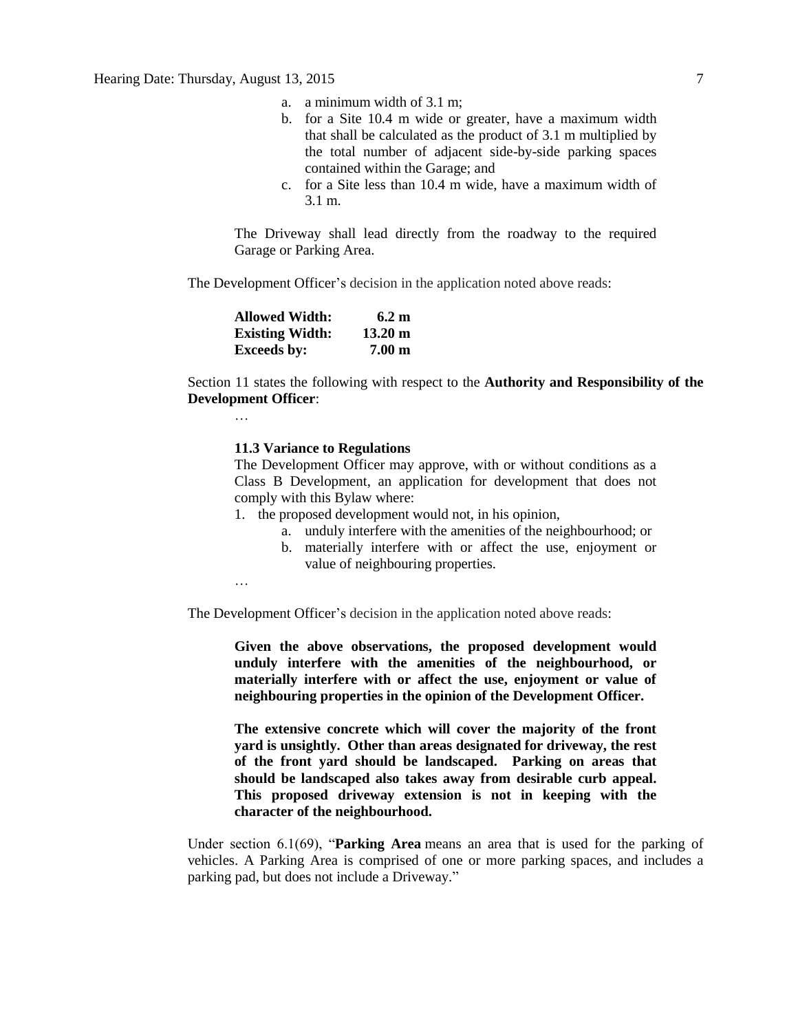a. a minimum width of 3.1 m;
b. for a Site 10.4 m wide or greater, have a maximum width that shall be calculated as the product of 3.1 m multiplied by the total number of adjacent side-by-side parking spaces contained within the Garage; and
c. for a Site less than 10.4 m wide, have a maximum width of 3.1 m.

The Driveway shall lead directly from the roadway to the required Garage or Parking Area.

The Development Officer's decision in the application noted above reads:

| | |
|---|---|
| **Allowed Width:** | **6.2 m** |
| **Existing Width:** | **13.20 m** |
| **Exceeds by:** | **7.00 m** |

Section 11 states the following with respect to the **Authority and Responsibility of the Development Officer**:

…

**11.3 Variance to Regulations**

The Development Officer may approve, with or without conditions as a Class B Development, an application for development that does not comply with this Bylaw where:

1. the proposed development would not, in his opinion,
   a. unduly interfere with the amenities of the neighbourhood; or
   b. materially interfere with or affect the use, enjoyment or value of neighbouring properties.

…

The Development Officer's decision in the application noted above reads:

**Given the above observations, the proposed development would unduly interfere with the amenities of the neighbourhood, or materially interfere with or affect the use, enjoyment or value of neighbouring properties in the opinion of the Development Officer.**

**The extensive concrete which will cover the majority of the front yard is unsightly. Other than areas designated for driveway, the rest of the front yard should be landscaped. Parking on areas that should be landscaped also takes away from desirable curb appeal. This proposed driveway extension is not in keeping with the character of the neighbourhood.**

Under section 6.1(69), "**Parking Area** means an area that is used for the parking of vehicles. A Parking Area is comprised of one or more parking spaces, and includes a parking pad, but does not include a Driveway."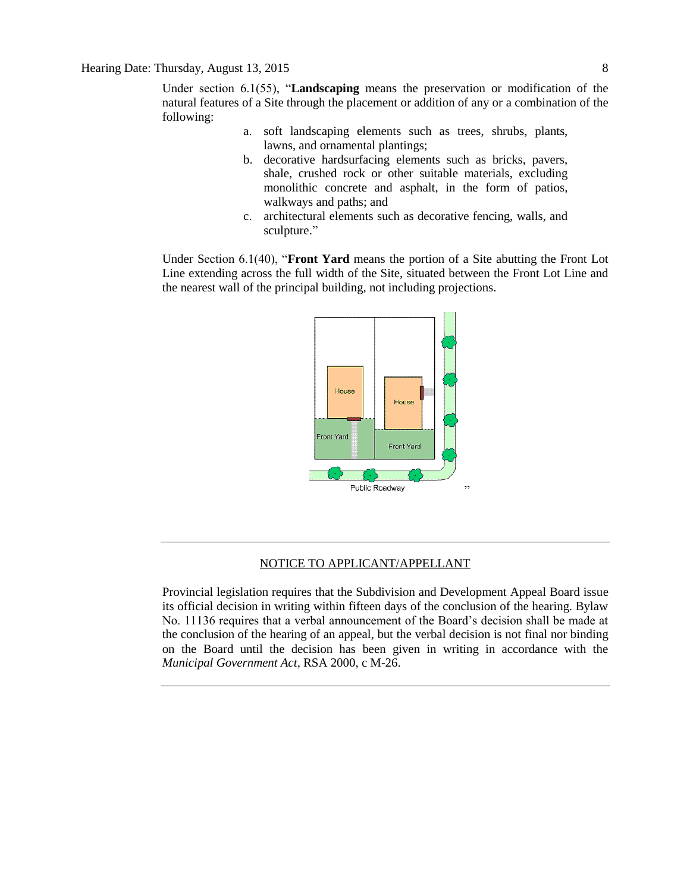Under section 6.1(55), "**Landscaping** means the preservation or modification of the natural features of a Site through the placement or addition of any or a combination of the following:

a. soft landscaping elements such as trees, shrubs, plants, lawns, and ornamental plantings;
b. decorative hardsurfacing elements such as bricks, pavers, shale, crushed rock or other suitable materials, excluding monolithic concrete and asphalt, in the form of patios, walkways and paths; and
c. architectural elements such as decorative fencing, walls, and sculpture."

Under Section 6.1(40), "**Front Yard** means the portion of a Site abutting the Front Lot Line extending across the full width of the Site, situated between the Front Lot Line and the nearest wall of the principal building, not including projections.

House | House | Front Yard | Front Yard | Public Roadway "

---

NOTICE TO APPLICANT/APPELLANT

Provincial legislation requires that the Subdivision and Development Appeal Board issue its official decision in writing within fifteen days of the conclusion of the hearing. Bylaw No. 11136 requires that a verbal announcement of the Board's decision shall be made at the conclusion of the hearing of an appeal, but the verbal decision is not final nor binding on the Board until the decision has been given in writing in accordance with the *Municipal Government Act*, RSA 2000, c M-26.

---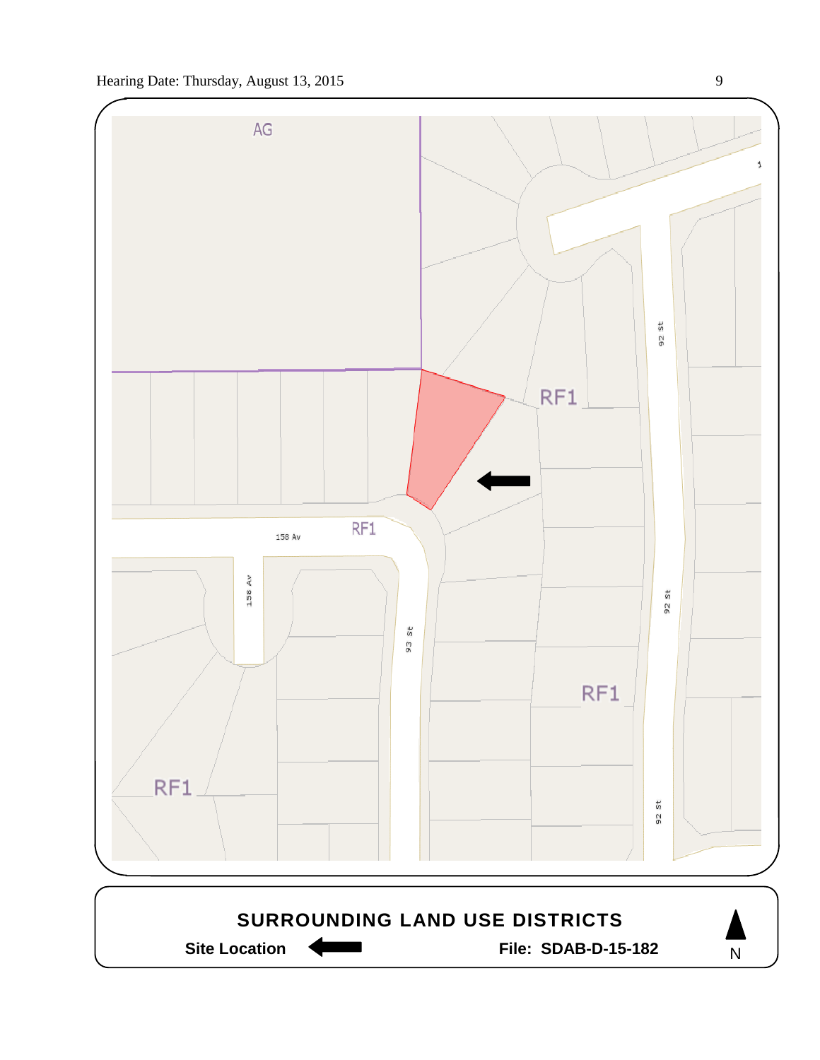AG

RF1

92 St

158 Av

RF1

158 Av

93 St

92 St

RF1

RF1

92 St

**SURROUNDING LAND USE DISTRICTS**

**Site Location** ←

**File: SDAB-D-15-182**

N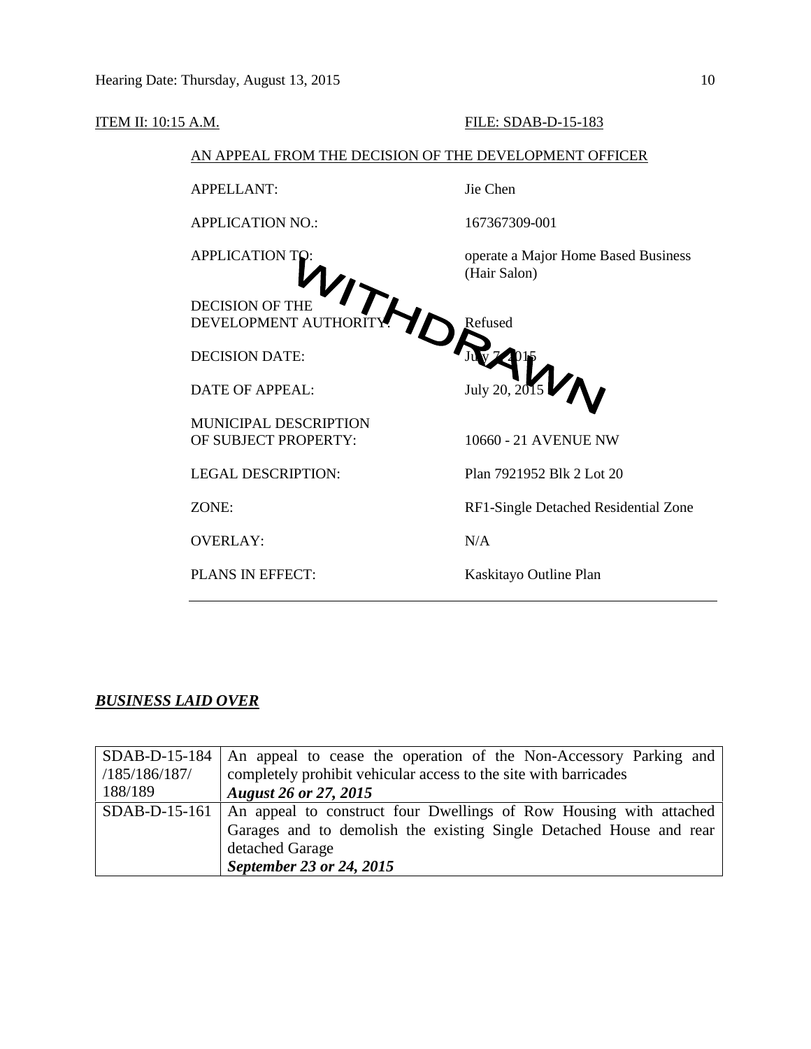ITEM II: 10:15 A.M. FILE: SDAB-D-15-183

AN APPEAL FROM THE DECISION OF THE DEVELOPMENT OFFICER

WITHDRAWN

| | |
|---|---|
| APPELLANT: | Jie Chen |
| APPLICATION NO.: | 167367309-001 |
| APPLICATION TO: | operate a Major Home Based Business (Hair Salon) |
| DECISION OF THE DEVELOPMENT AUTHORITY: | Refused |
| DECISION DATE: | July 7, 2015 |
| DATE OF APPEAL: | July 20, 2015 |
| MUNICIPAL DESCRIPTION OF SUBJECT PROPERTY: | 10660 - 21 AVENUE NW |
| LEGAL DESCRIPTION: | Plan 7921952 Blk 2 Lot 20 |
| ZONE: | RF1-Single Detached Residential Zone |
| OVERLAY: | N/A |
| PLANS IN EFFECT: | Kaskitayo Outline Plan |

## ***BUSINESS LAID OVER***

| | |
|---|---|
| SDAB-D-15-184 /185/186/187/ 188/189 | An appeal to cease the operation of the Non-Accessory Parking and completely prohibit vehicular access to the site with barricades ***August 26 or 27, 2015*** |
| SDAB-D-15-161 | An appeal to construct four Dwellings of Row Housing with attached Garages and to demolish the existing Single Detached House and rear detached Garage ***September 23 or 24, 2015*** |